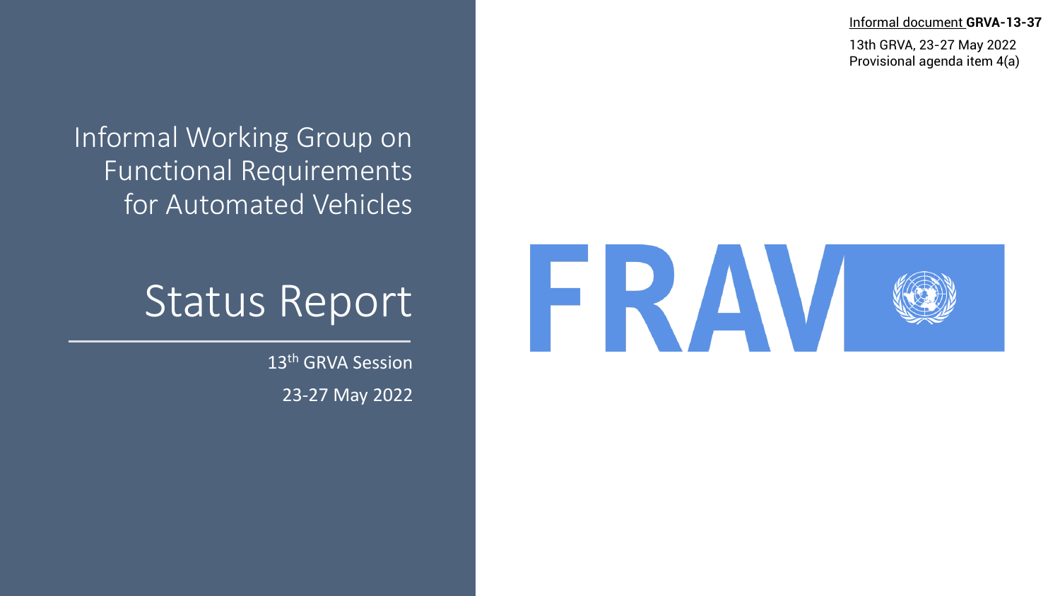Informal document **GRVA-13-37**

13th GRVA, 23-27 May 2022
Provisional agenda item 4(a)

Informal Working Group on Functional Requirements for Automated Vehicles

# Status Report

13th GRVA Session

23-27 May 2022

FRAV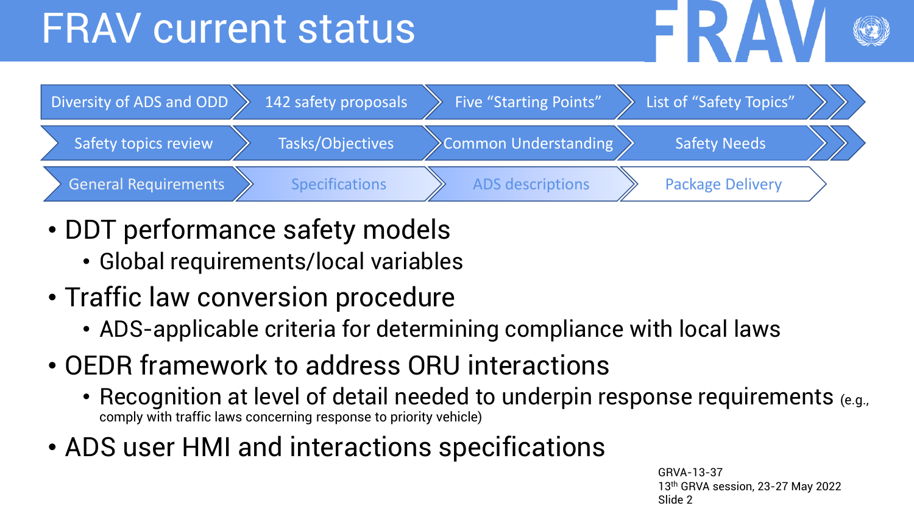# FRAV current status

Diversity of ADS and ODD → 142 safety proposals → Five "Starting Points" → List of "Safety Topics" →

Safety topics review → Tasks/Objectives → Common Understanding → Safety Needs →

General Requirements → Specifications → ADS descriptions → Package Delivery

- DDT performance safety models
  - Global requirements/local variables
- Traffic law conversion procedure
  - ADS-applicable criteria for determining compliance with local laws
- OEDR framework to address ORU interactions
  - Recognition at level of detail needed to underpin response requirements (e.g., comply with traffic laws concerning response to priority vehicle)
- ADS user HMI and interactions specifications

GRVA-13-37
13th GRVA session, 23-27 May 2022
Slide 2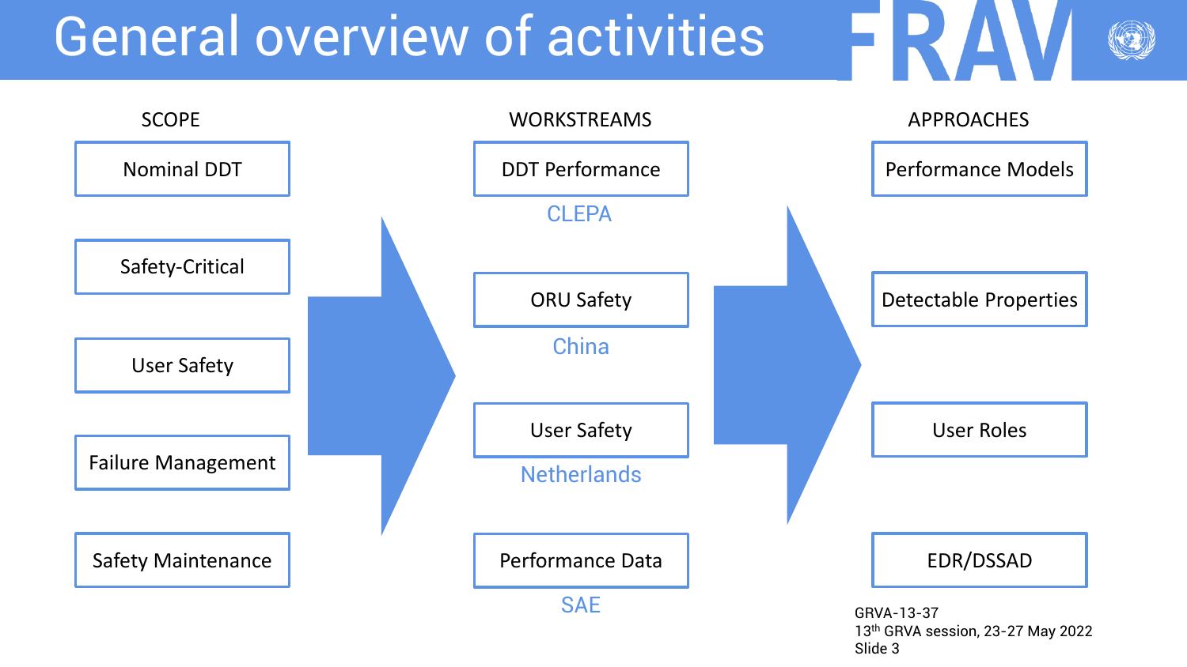# General overview of activities

FRAV

| SCOPE | WORKSTREAMS | APPROACHES |
|---|---|---|
| Nominal DDT | DDT Performance (CLEPA) | Performance Models |
| Safety-Critical | ORU Safety (China) | Detectable Properties |
| User Safety | User Safety (Netherlands) | User Roles |
| Failure Management | Performance Data (SAE) | EDR/DSSAD |
| Safety Maintenance | | |

GRVA-13-37
13th GRVA session, 23-27 May 2022
Slide 3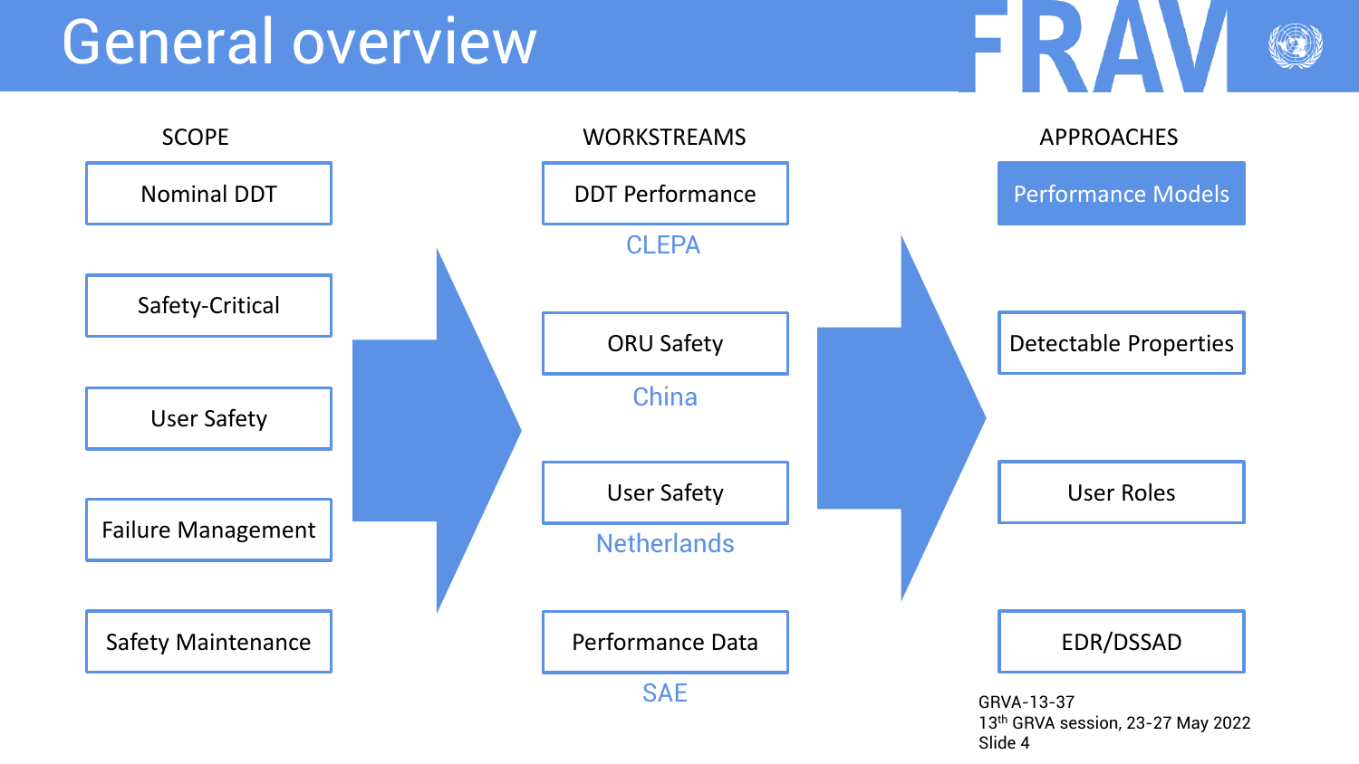# General overview

FRAV

| SCOPE | WORKSTREAMS | APPROACHES |
| --- | --- | --- |
| Nominal DDT | DDT Performance (CLEPA) | Performance Models |
| Safety-Critical | ORU Safety (China) | Detectable Properties |
| User Safety | User Safety (Netherlands) | User Roles |
| Failure Management | Performance Data (SAE) | EDR/DSSAD |
| Safety Maintenance | | |

GRVA-13-37
13th GRVA session, 23-27 May 2022
Slide 4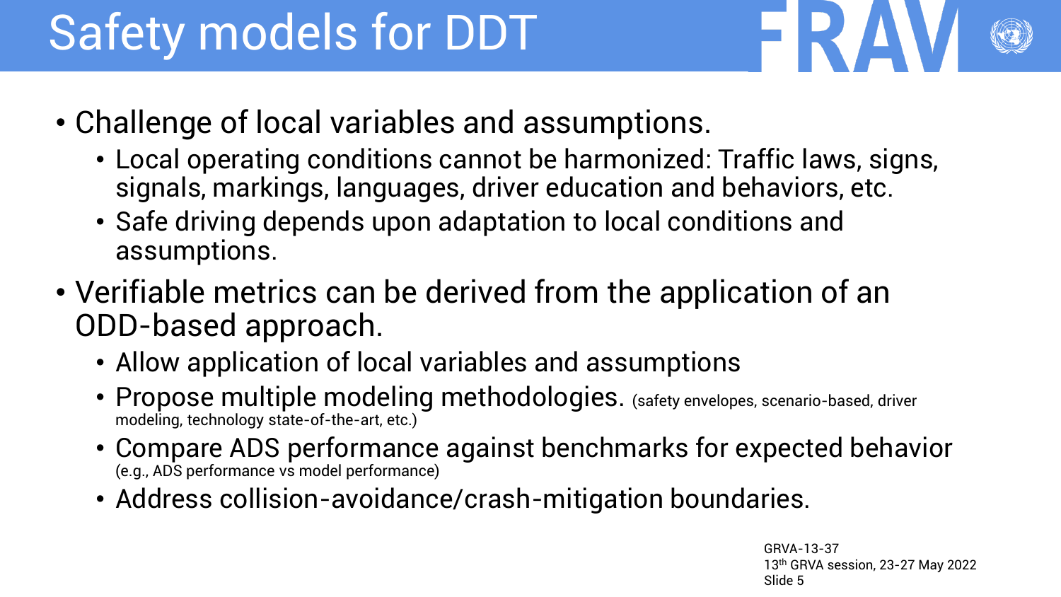# Safety models for DDT

- Challenge of local variables and assumptions.
  - Local operating conditions cannot be harmonized: Traffic laws, signs, signals, markings, languages, driver education and behaviors, etc.
  - Safe driving depends upon adaptation to local conditions and assumptions.
- Verifiable metrics can be derived from the application of an ODD-based approach.
  - Allow application of local variables and assumptions
  - Propose multiple modeling methodologies. (safety envelopes, scenario-based, driver modeling, technology state-of-the-art, etc.)
  - Compare ADS performance against benchmarks for expected behavior (e.g., ADS performance vs model performance)
  - Address collision-avoidance/crash-mitigation boundaries.

GRVA-13-37
13th GRVA session, 23-27 May 2022
Slide 5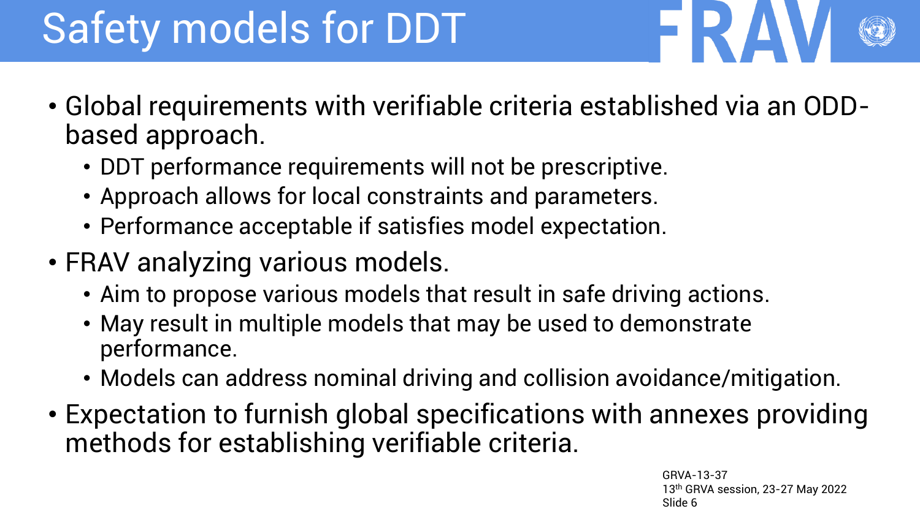# Safety models for DDT

- Global requirements with verifiable criteria established via an ODD-based approach.
  - DDT performance requirements will not be prescriptive.
  - Approach allows for local constraints and parameters.
  - Performance acceptable if satisfies model expectation.
- FRAV analyzing various models.
  - Aim to propose various models that result in safe driving actions.
  - May result in multiple models that may be used to demonstrate performance.
  - Models can address nominal driving and collision avoidance/mitigation.
- Expectation to furnish global specifications with annexes providing methods for establishing verifiable criteria.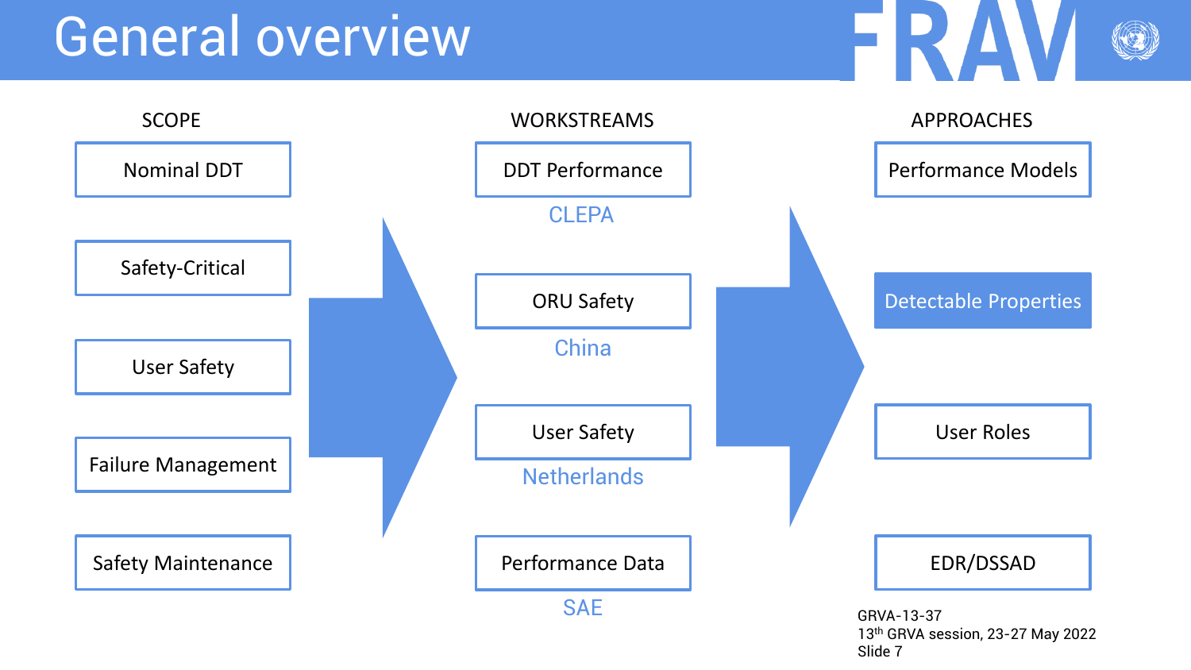# General overview

FRAV

| SCOPE | WORKSTREAMS | APPROACHES |
| --- | --- | --- |
| Nominal DDT | DDT Performance (CLEPA) | Performance Models |
| Safety-Critical | ORU Safety (China) | Detectable Properties |
| User Safety | User Safety (Netherlands) | User Roles |
| Failure Management | Performance Data (SAE) | EDR/DSSAD |
| Safety Maintenance | | |

GRVA-13-37
13th GRVA session, 23-27 May 2022
Slide 7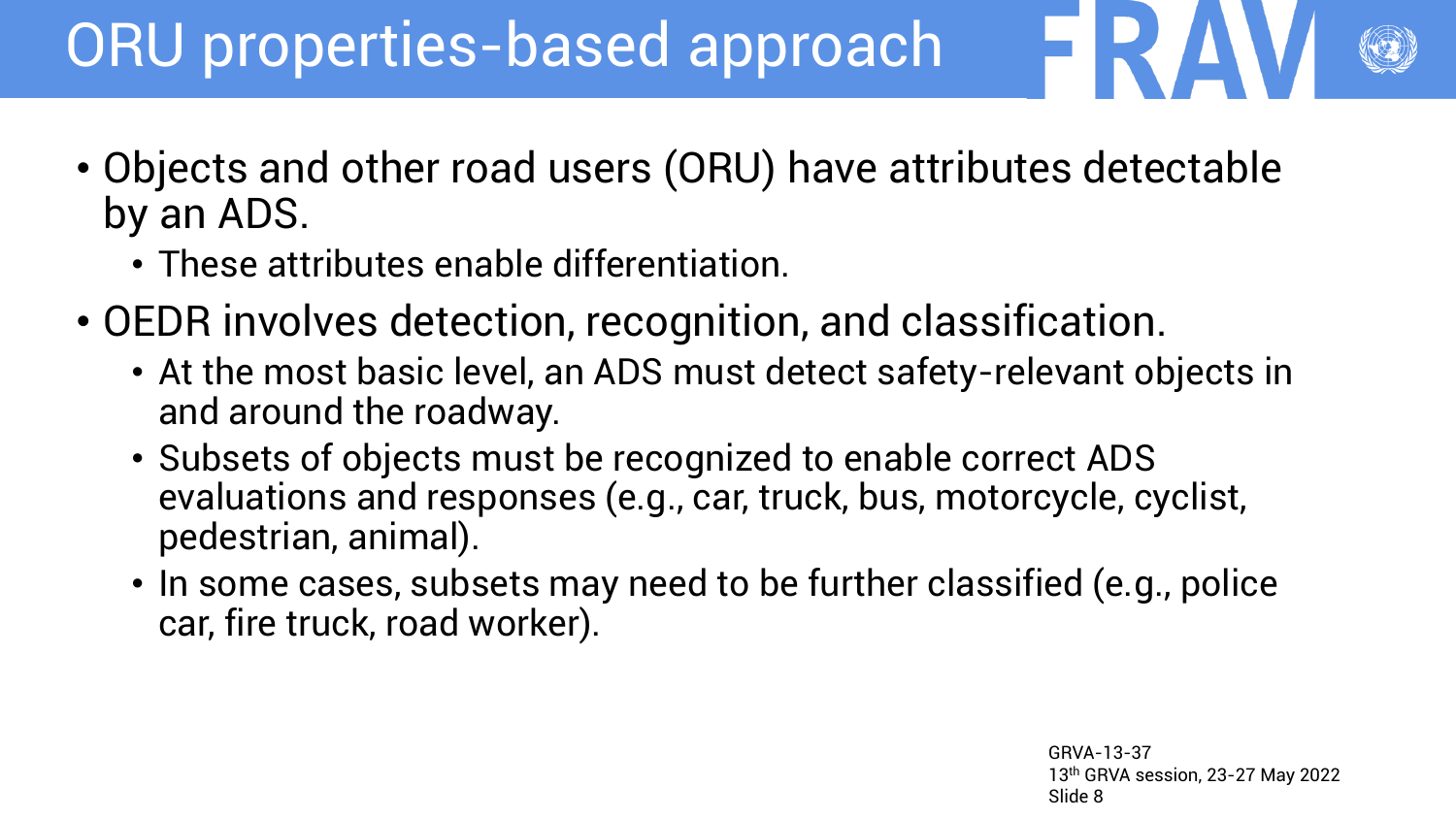# ORU properties-based approach

- Objects and other road users (ORU) have attributes detectable by an ADS.
  - These attributes enable differentiation.
- OEDR involves detection, recognition, and classification.
  - At the most basic level, an ADS must detect safety-relevant objects in and around the roadway.
  - Subsets of objects must be recognized to enable correct ADS evaluations and responses (e.g., car, truck, bus, motorcycle, cyclist, pedestrian, animal).
  - In some cases, subsets may need to be further classified (e.g., police car, fire truck, road worker).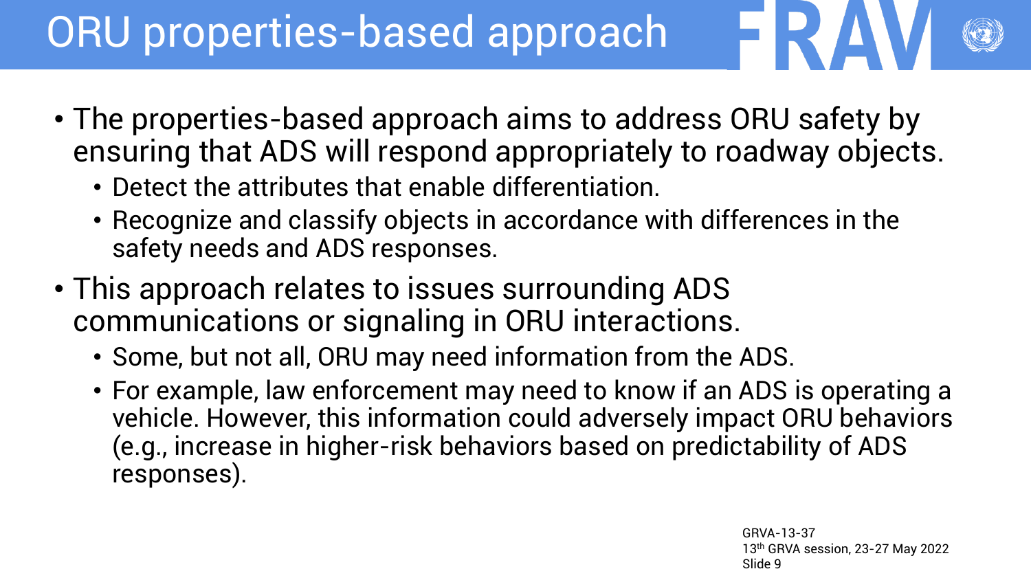# ORU properties-based approach

- The properties-based approach aims to address ORU safety by ensuring that ADS will respond appropriately to roadway objects.
  - Detect the attributes that enable differentiation.
  - Recognize and classify objects in accordance with differences in the safety needs and ADS responses.
- This approach relates to issues surrounding ADS communications or signaling in ORU interactions.
  - Some, but not all, ORU may need information from the ADS.
  - For example, law enforcement may need to know if an ADS is operating a vehicle. However, this information could adversely impact ORU behaviors (e.g., increase in higher-risk behaviors based on predictability of ADS responses).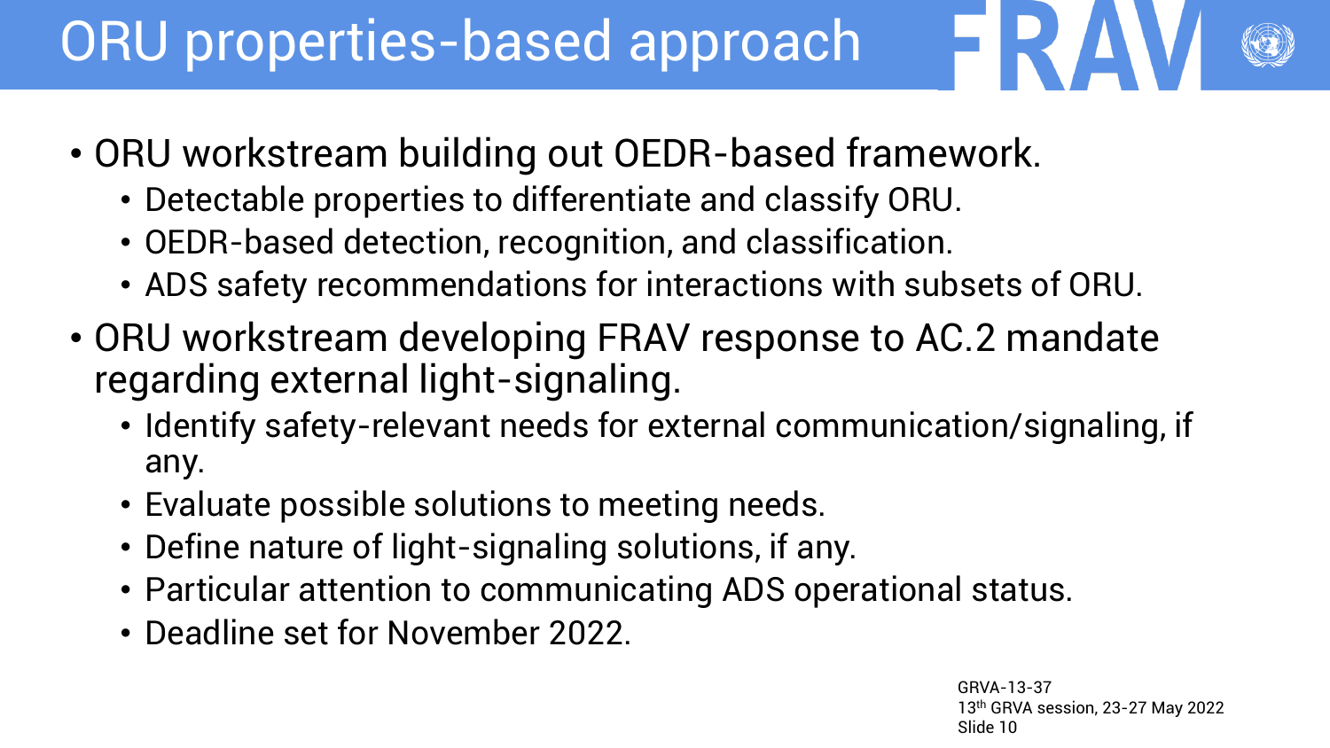# ORU properties-based approach

- ORU workstream building out OEDR-based framework.
  - Detectable properties to differentiate and classify ORU.
  - OEDR-based detection, recognition, and classification.
  - ADS safety recommendations for interactions with subsets of ORU.
- ORU workstream developing FRAV response to AC.2 mandate regarding external light-signaling.
  - Identify safety-relevant needs for external communication/signaling, if any.
  - Evaluate possible solutions to meeting needs.
  - Define nature of light-signaling solutions, if any.
  - Particular attention to communicating ADS operational status.
  - Deadline set for November 2022.

GRVA-13-37
13th GRVA session, 23-27 May 2022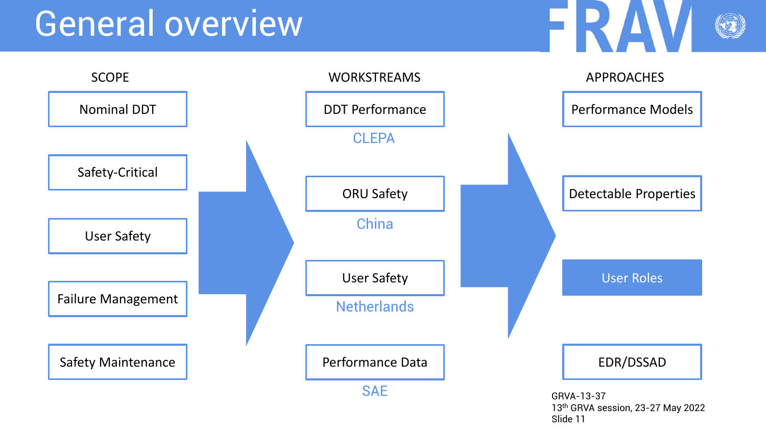# General overview

FRAV

| SCOPE | WORKSTREAMS | APPROACHES |
| --- | --- | --- |
| Nominal DDT | DDT Performance (CLEPA) | Performance Models |
| Safety-Critical | ORU Safety (China) | Detectable Properties |
| User Safety | User Safety (Netherlands) | User Roles |
| Failure Management | Performance Data (SAE) | EDR/DSSAD |
| Safety Maintenance | | |

GRVA-13-37
13th GRVA session, 23-27 May 2022
Slide 11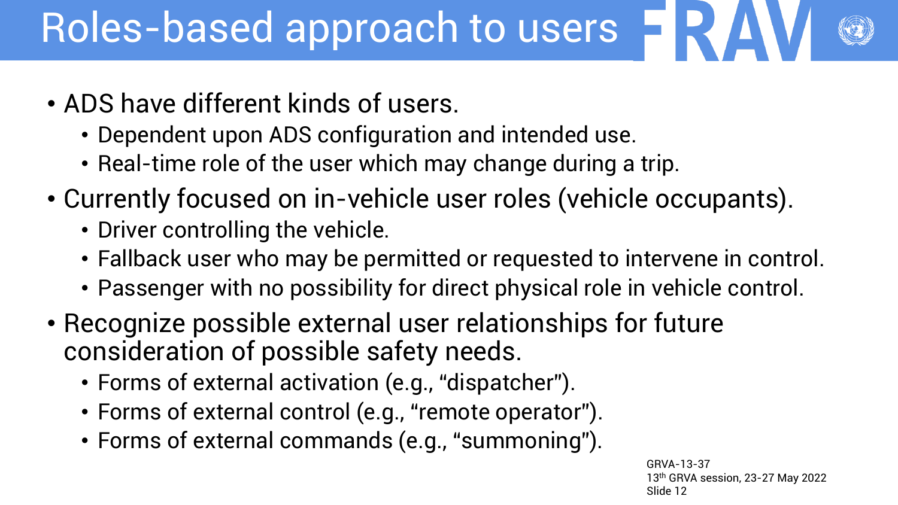# Roles-based approach to users

- ADS have different kinds of users.
  - Dependent upon ADS configuration and intended use.
  - Real-time role of the user which may change during a trip.
- Currently focused on in-vehicle user roles (vehicle occupants).
  - Driver controlling the vehicle.
  - Fallback user who may be permitted or requested to intervene in control.
  - Passenger with no possibility for direct physical role in vehicle control.
- Recognize possible external user relationships for future consideration of possible safety needs.
  - Forms of external activation (e.g., “dispatcher”).
  - Forms of external control (e.g., “remote operator”).
  - Forms of external commands (e.g., “summoning”).

GRVA-13-37
13th GRVA session, 23-27 May 2022
Slide 12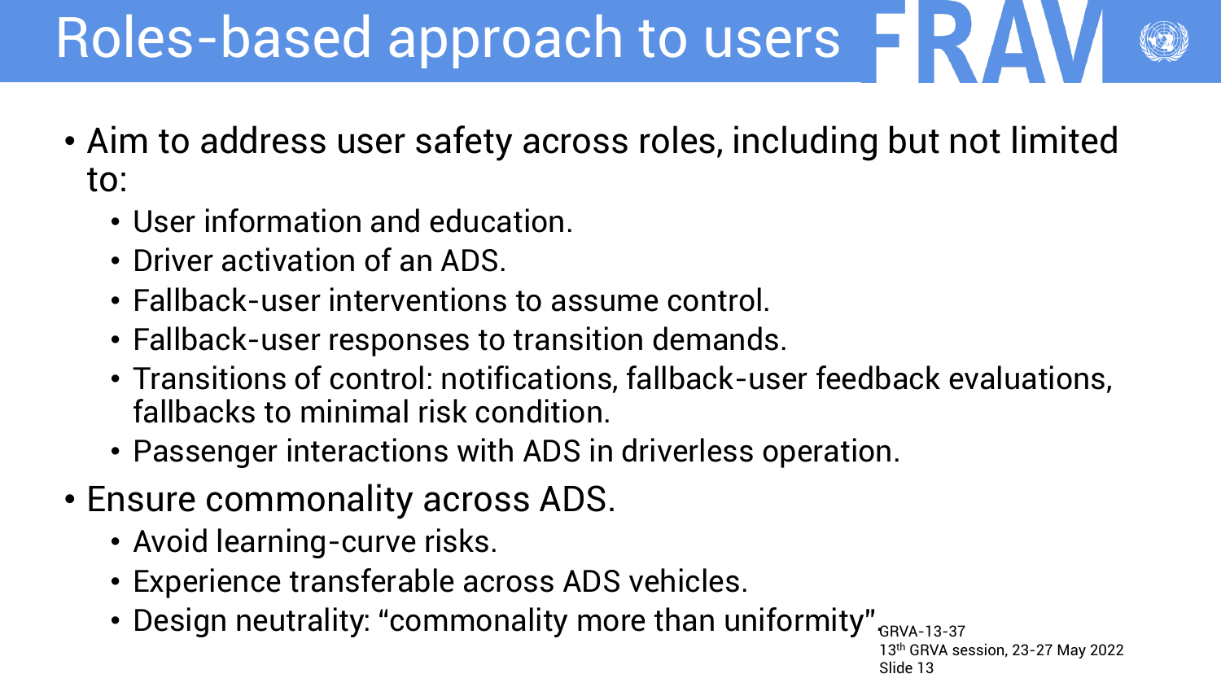# Roles-based approach to users

- Aim to address user safety across roles, including but not limited to:
  - User information and education.
  - Driver activation of an ADS.
  - Fallback-user interventions to assume control.
  - Fallback-user responses to transition demands.
  - Transitions of control: notifications, fallback-user feedback evaluations, fallbacks to minimal risk condition.
  - Passenger interactions with ADS in driverless operation.
- Ensure commonality across ADS.
  - Avoid learning-curve risks.
  - Experience transferable across ADS vehicles.
  - Design neutrality: “commonality more than uniformity”.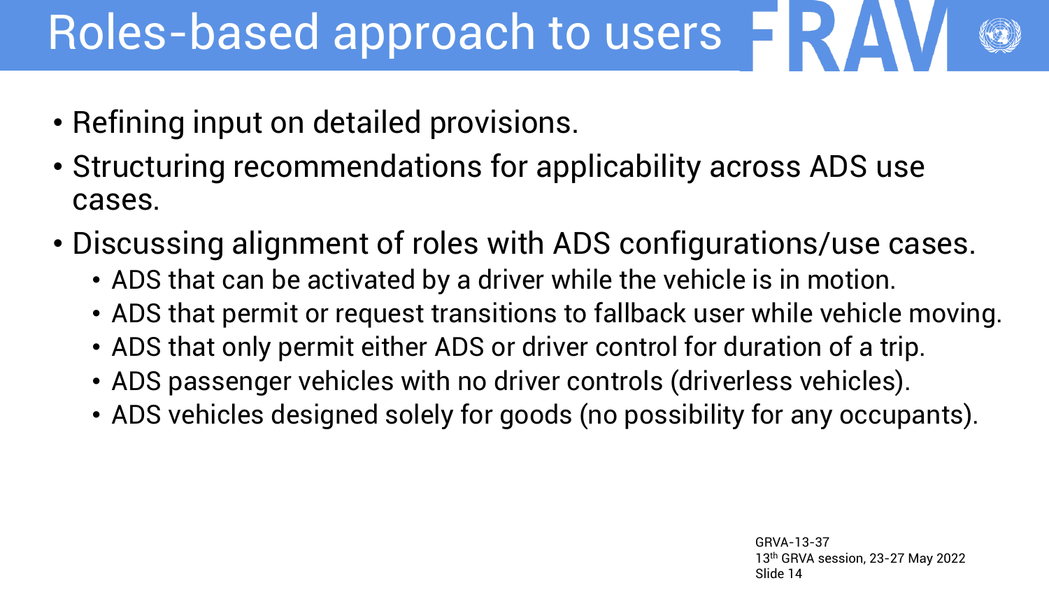# Roles-based approach to users

- Refining input on detailed provisions.
- Structuring recommendations for applicability across ADS use cases.
- Discussing alignment of roles with ADS configurations/use cases.
  - ADS that can be activated by a driver while the vehicle is in motion.
  - ADS that permit or request transitions to fallback user while vehicle moving.
  - ADS that only permit either ADS or driver control for duration of a trip.
  - ADS passenger vehicles with no driver controls (driverless vehicles).
  - ADS vehicles designed solely for goods (no possibility for any occupants).

GRVA-13-37
13th GRVA session, 23-27 May 2022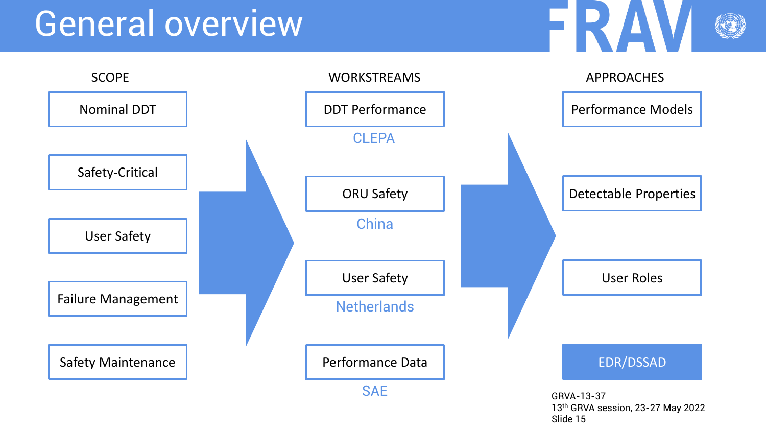# General overview

FRAV

| SCOPE | WORKSTREAMS | APPROACHES |
| --- | --- | --- |
| Nominal DDT | DDT Performance (CLEPA) | Performance Models |
| Safety-Critical | ORU Safety (China) | Detectable Properties |
| User Safety | User Safety (Netherlands) | User Roles |
| Failure Management | Performance Data (SAE) | EDR/DSSAD |
| Safety Maintenance | | |

GRVA-13-37
13th GRVA session, 23-27 May 2022
Slide 15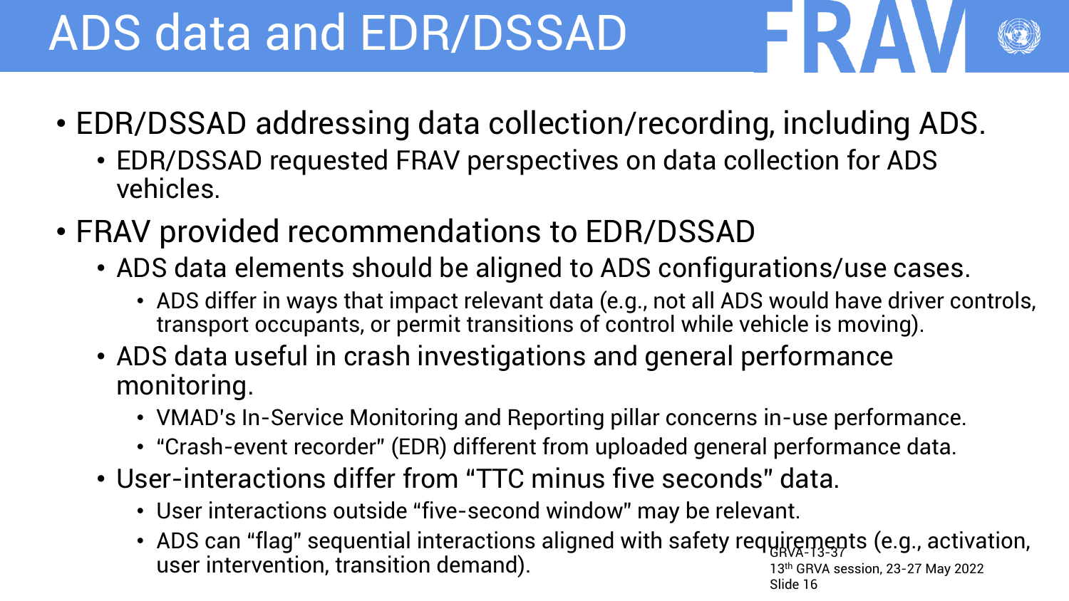# ADS data and EDR/DSSAD

- EDR/DSSAD addressing data collection/recording, including ADS.
  - EDR/DSSAD requested FRAV perspectives on data collection for ADS vehicles.
- FRAV provided recommendations to EDR/DSSAD
  - ADS data elements should be aligned to ADS configurations/use cases.
    - ADS differ in ways that impact relevant data (e.g., not all ADS would have driver controls, transport occupants, or permit transitions of control while vehicle is moving).
  - ADS data useful in crash investigations and general performance monitoring.
    - VMAD's In-Service Monitoring and Reporting pillar concerns in-use performance.
    - "Crash-event recorder" (EDR) different from uploaded general performance data.
  - User-interactions differ from "TTC minus five seconds" data.
    - User interactions outside "five-second window" may be relevant.
    - ADS can "flag" sequential interactions aligned with safety requirements (e.g., activation, user intervention, transition demand).

GRVA-13-37
13th GRVA session, 23-27 May 2022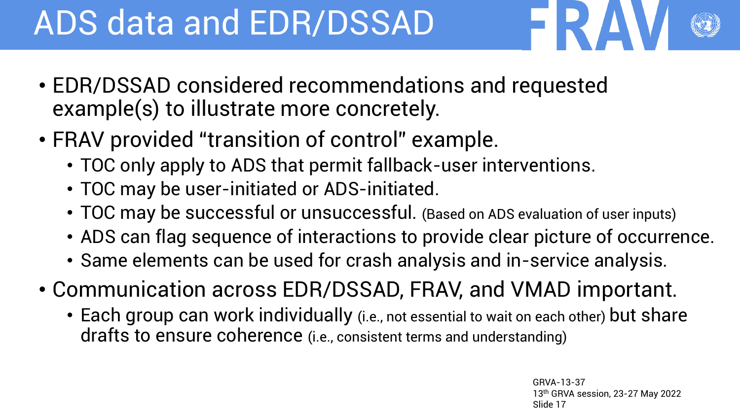# ADS data and EDR/DSSAD

- EDR/DSSAD considered recommendations and requested example(s) to illustrate more concretely.
- FRAV provided "transition of control" example.
  - TOC only apply to ADS that permit fallback-user interventions.
  - TOC may be user-initiated or ADS-initiated.
  - TOC may be successful or unsuccessful. (Based on ADS evaluation of user inputs)
  - ADS can flag sequence of interactions to provide clear picture of occurrence.
  - Same elements can be used for crash analysis and in-service analysis.
- Communication across EDR/DSSAD, FRAV, and VMAD important.
  - Each group can work individually (i.e., not essential to wait on each other) but share drafts to ensure coherence (i.e., consistent terms and understanding)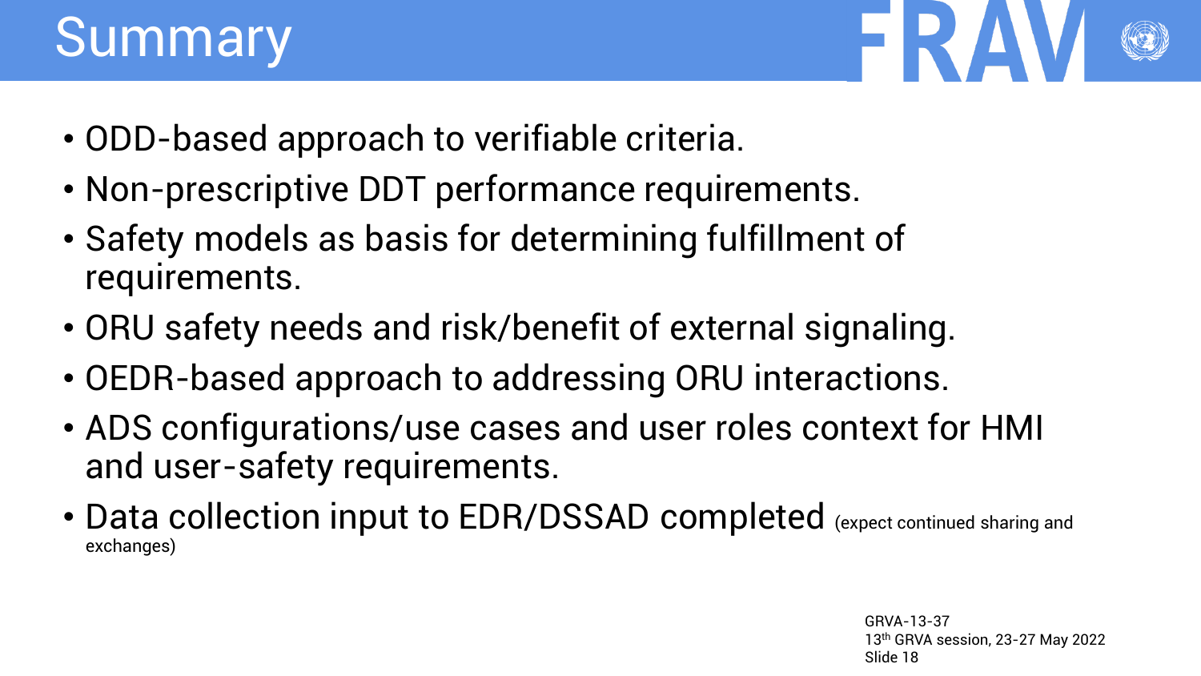# Summary

- ODD-based approach to verifiable criteria.
- Non-prescriptive DDT performance requirements.
- Safety models as basis for determining fulfillment of requirements.
- ORU safety needs and risk/benefit of external signaling.
- OEDR-based approach to addressing ORU interactions.
- ADS configurations/use cases and user roles context for HMI and user-safety requirements.
- Data collection input to EDR/DSSAD completed (expect continued sharing and exchanges)

GRVA-13-37
13th GRVA session, 23-27 May 2022